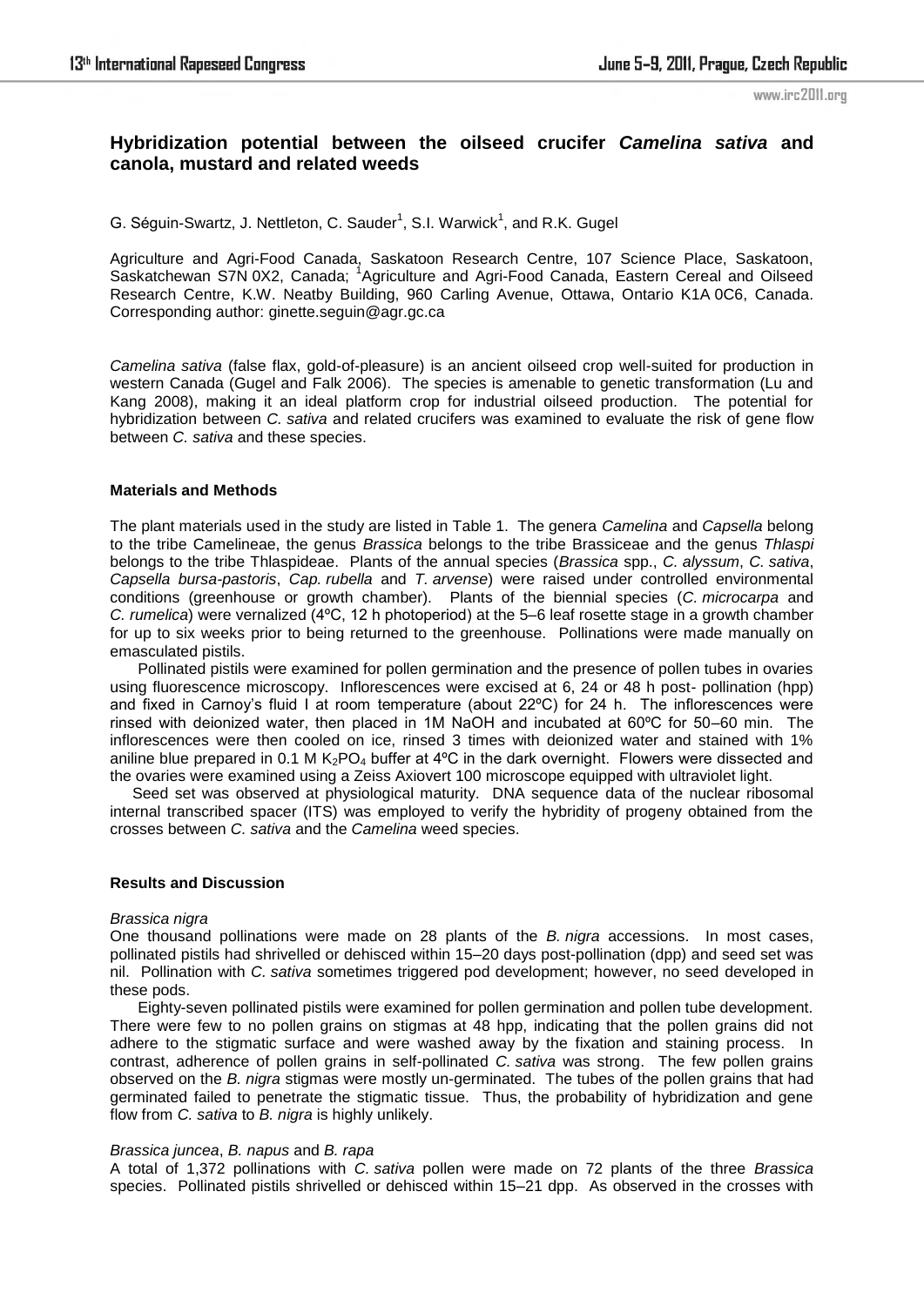# Hybridization potential between the oilseed crucifer *Camelina sativa* and canola, mustard and related weeds

G. Séguin-Swartz, J. Nettleton, C. Sauder[1], S.I. Warwick[1], and R.K. Gugel

Agriculture and Agri-Food Canada, Saskatoon Research Centre, 107 Science Place, Saskatoon, Saskatchewan S7N 0X2, Canada; [1]Agriculture and Agri-Food Canada, Eastern Cereal and Oilseed Research Centre, K.W. Neatby Building, 960 Carling Avenue, Ottawa, Ontario K1A 0C6, Canada. Corresponding author: ginette.seguin@agr.gc.ca

*Camelina sativa* (false flax, gold-of-pleasure) is an ancient oilseed crop well-suited for production in western Canada (Gugel and Falk 2006). The species is amenable to genetic transformation (Lu and Kang 2008), making it an ideal platform crop for industrial oilseed production. The potential for hybridization between *C. sativa* and related crucifers was examined to evaluate the risk of gene flow between *C. sativa* and these species.

### Materials and Methods

The plant materials used in the study are listed in Table 1. The genera *Camelina* and *Capsella* belong to the tribe Camelineae, the genus *Brassica* belongs to the tribe Brassiceae and the genus *Thlaspi* belongs to the tribe Thlaspideae. Plants of the annual species (*Brassica* spp., *C. alyssum*, *C. sativa*, *Capsella bursa-pastoris*, *Cap. rubella* and *T. arvense*) were raised under controlled environmental conditions (greenhouse or growth chamber). Plants of the biennial species (*C. microcarpa* and *C. rumelica*) were vernalized (4ºC, 12 h photoperiod) at the 5–6 leaf rosette stage in a growth chamber for up to six weeks prior to being returned to the greenhouse. Pollinations were made manually on emasculated pistils.

Pollinated pistils were examined for pollen germination and the presence of pollen tubes in ovaries using fluorescence microscopy. Inflorescences were excised at 6, 24 or 48 h post- pollination (hpp) and fixed in Carnoy's fluid I at room temperature (about 22ºC) for 24 h. The inflorescences were rinsed with deionized water, then placed in 1M NaOH and incubated at 60ºC for 50–60 min. The inflorescences were then cooled on ice, rinsed 3 times with deionized water and stained with 1% aniline blue prepared in 0.1 M $K_2PO_4$ buffer at 4ºC in the dark overnight. Flowers were dissected and the ovaries were examined using a Zeiss Axiovert 100 microscope equipped with ultraviolet light.

Seed set was observed at physiological maturity. DNA sequence data of the nuclear ribosomal internal transcribed spacer (ITS) was employed to verify the hybridity of progeny obtained from the crosses between *C. sativa* and the *Camelina* weed species.

### Results and Discussion

*Brassica nigra*

One thousand pollinations were made on 28 plants of the *B. nigra* accessions. In most cases, pollinated pistils had shrivelled or dehisced within 15–20 days post-pollination (dpp) and seed set was nil. Pollination with *C. sativa* sometimes triggered pod development; however, no seed developed in these pods.

Eighty-seven pollinated pistils were examined for pollen germination and pollen tube development. There were few to no pollen grains on stigmas at 48 hpp, indicating that the pollen grains did not adhere to the stigmatic surface and were washed away by the fixation and staining process. In contrast, adherence of pollen grains in self-pollinated *C. sativa* was strong. The few pollen grains observed on the *B. nigra* stigmas were mostly un-germinated. The tubes of the pollen grains that had germinated failed to penetrate the stigmatic tissue. Thus, the probability of hybridization and gene flow from *C. sativa* to *B. nigra* is highly unlikely.

*Brassica juncea*, *B. napus* and *B. rapa*

A total of 1,372 pollinations with *C. sativa* pollen were made on 72 plants of the three *Brassica* species. Pollinated pistils shrivelled or dehisced within 15–21 dpp. As observed in the crosses with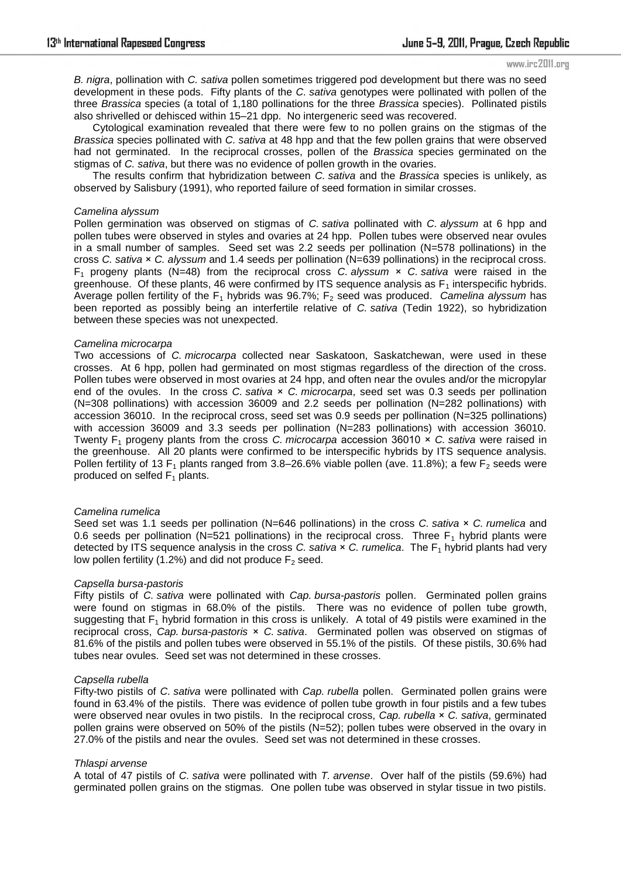*B. nigra*, pollination with *C. sativa* pollen sometimes triggered pod development but there was no seed development in these pods. Fifty plants of the *C. sativa* genotypes were pollinated with pollen of the three *Brassica* species (a total of 1,180 pollinations for the three *Brassica* species). Pollinated pistils also shrivelled or dehisced within 15–21 dpp. No intergeneric seed was recovered.

Cytological examination revealed that there were few to no pollen grains on the stigmas of the *Brassica* species pollinated with *C. sativa* at 48 hpp and that the few pollen grains that were observed had not germinated. In the reciprocal crosses, pollen of the *Brassica* species germinated on the stigmas of *C. sativa*, but there was no evidence of pollen growth in the ovaries.

The results confirm that hybridization between *C. sativa* and the *Brassica* species is unlikely, as observed by Salisbury (1991), who reported failure of seed formation in similar crosses.

*Camelina alyssum*

Pollen germination was observed on stigmas of *C. sativa* pollinated with *C. alyssum* at 6 hpp and pollen tubes were observed in styles and ovaries at 24 hpp. Pollen tubes were observed near ovules in a small number of samples. Seed set was 2.2 seeds per pollination (N=578 pollinations) in the cross *C. sativa* × *C. alyssum* and 1.4 seeds per pollination (N=639 pollinations) in the reciprocal cross. $F_1$ progeny plants (N=48) from the reciprocal cross *C. alyssum* × *C. sativa* were raised in the greenhouse. Of these plants, 46 were confirmed by ITS sequence analysis as $F_1$ interspecific hybrids. Average pollen fertility of the $F_1$ hybrids was 96.7%; $F_2$ seed was produced. *Camelina alyssum* has been reported as possibly being an interfertile relative of *C. sativa* (Tedin 1922), so hybridization between these species was not unexpected.

*Camelina microcarpa*

Two accessions of *C. microcarpa* collected near Saskatoon, Saskatchewan, were used in these crosses. At 6 hpp, pollen had germinated on most stigmas regardless of the direction of the cross. Pollen tubes were observed in most ovaries at 24 hpp, and often near the ovules and/or the micropylar end of the ovules. In the cross *C. sativa* × *C. microcarpa*, seed set was 0.3 seeds per pollination (N=308 pollinations) with accession 36009 and 2.2 seeds per pollination (N=282 pollinations) with accession 36010. In the reciprocal cross, seed set was 0.9 seeds per pollination (N=325 pollinations) with accession 36009 and 3.3 seeds per pollination (N=283 pollinations) with accession 36010. Twenty $F_1$ progeny plants from the cross *C. microcarpa* accession 36010 × *C. sativa* were raised in the greenhouse. All 20 plants were confirmed to be interspecific hybrids by ITS sequence analysis. Pollen fertility of 13 $F_1$ plants ranged from 3.8–26.6% viable pollen (ave. 11.8%); a few $F_2$ seeds were produced on selfed $F_1$ plants.

*Camelina rumelica*

Seed set was 1.1 seeds per pollination (N=646 pollinations) in the cross *C. sativa* × *C. rumelica* and 0.6 seeds per pollination (N=521 pollinations) in the reciprocal cross. Three $F_1$ hybrid plants were detected by ITS sequence analysis in the cross *C. sativa* × *C. rumelica*. The $F_1$ hybrid plants had very low pollen fertility (1.2%) and did not produce $F_2$ seed.

*Capsella bursa-pastoris*

Fifty pistils of *C. sativa* were pollinated with *Cap. bursa-pastoris* pollen. Germinated pollen grains were found on stigmas in 68.0% of the pistils. There was no evidence of pollen tube growth, suggesting that $F_1$ hybrid formation in this cross is unlikely. A total of 49 pistils were examined in the reciprocal cross, *Cap. bursa-pastoris* × *C. sativa*. Germinated pollen was observed on stigmas of 81.6% of the pistils and pollen tubes were observed in 55.1% of the pistils. Of these pistils, 30.6% had tubes near ovules. Seed set was not determined in these crosses.

*Capsella rubella*

Fifty-two pistils of *C. sativa* were pollinated with *Cap. rubella* pollen. Germinated pollen grains were found in 63.4% of the pistils. There was evidence of pollen tube growth in four pistils and a few tubes were observed near ovules in two pistils. In the reciprocal cross, *Cap. rubella* × *C. sativa*, germinated pollen grains were observed on 50% of the pistils (N=52); pollen tubes were observed in the ovary in 27.0% of the pistils and near the ovules. Seed set was not determined in these crosses.

*Thlaspi arvense*

A total of 47 pistils of *C. sativa* were pollinated with *T. arvense*. Over half of the pistils (59.6%) had germinated pollen grains on the stigmas. One pollen tube was observed in stylar tissue in two pistils.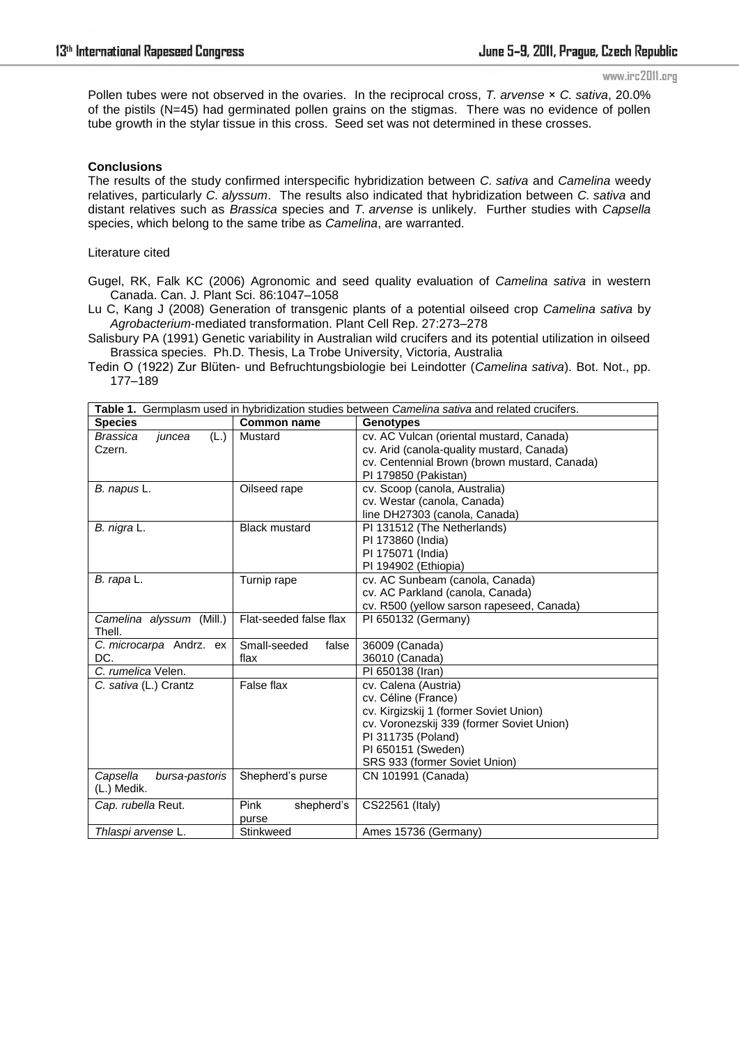Pollen tubes were not observed in the ovaries. In the reciprocal cross, *T. arvense* × *C. sativa*, 20.0% of the pistils (N=45) had germinated pollen grains on the stigmas. There was no evidence of pollen tube growth in the stylar tissue in this cross. Seed set was not determined in these crosses.

**Conclusions**

The results of the study confirmed interspecific hybridization between *C. sativa* and *Camelina* weedy relatives, particularly *C. alyssum*. The results also indicated that hybridization between *C. sativa* and distant relatives such as *Brassica* species and *T. arvense* is unlikely. Further studies with *Capsella* species, which belong to the same tribe as *Camelina*, are warranted.

Literature cited

Gugel, RK, Falk KC (2006) Agronomic and seed quality evaluation of *Camelina sativa* in western Canada. Can. J. Plant Sci. 86:1047–1058

Lu C, Kang J (2008) Generation of transgenic plants of a potential oilseed crop *Camelina sativa* by *Agrobacterium*-mediated transformation. Plant Cell Rep. 27:273–278

Salisbury PA (1991) Genetic variability in Australian wild crucifers and its potential utilization in oilseed Brassica species. Ph.D. Thesis, La Trobe University, Victoria, Australia

Tedin O (1922) Zur Blüten- und Befruchtungsbiologie bei Leindotter (*Camelina sativa*). Bot. Not., pp. 177–189

**Table 1.** Germplasm used in hybridization studies between *Camelina sativa* and related crucifers.

| Species | Common name | Genotypes |
|---|---|---|
| *Brassica juncea* (L.) Czern. | Mustard | cv. AC Vulcan (oriental mustard, Canada)<br>cv. Arid (canola-quality mustard, Canada)<br>cv. Centennial Brown (brown mustard, Canada)<br>PI 179850 (Pakistan) |
| *B. napus* L. | Oilseed rape | cv. Scoop (canola, Australia)<br>cv. Westar (canola, Canada)<br>line DH27303 (canola, Canada) |
| *B. nigra* L. | Black mustard | PI 131512 (The Netherlands)<br>PI 173860 (India)<br>PI 175071 (India)<br>PI 194902 (Ethiopia) |
| *B. rapa* L. | Turnip rape | cv. AC Sunbeam (canola, Canada)<br>cv. AC Parkland (canola, Canada)<br>cv. R500 (yellow sarson rapeseed, Canada) |
| *Camelina alyssum* (Mill.) Thell. | Flat-seeded false flax | PI 650132 (Germany) |
| *C. microcarpa* Andrz. ex DC. | Small-seeded false flax | 36009 (Canada)<br>36010 (Canada) |
| *C. rumelica* Velen. | | PI 650138 (Iran) |
| *C. sativa* (L.) Crantz | False flax | cv. Calena (Austria)<br>cv. Céline (France)<br>cv. Kirgizskij 1 (former Soviet Union)<br>cv. Voronezskij 339 (former Soviet Union)<br>PI 311735 (Poland)<br>PI 650151 (Sweden)<br>SRS 933 (former Soviet Union) |
| *Capsella bursa-pastoris* (L.) Medik. | Shepherd's purse | CN 101991 (Canada) |
| *Cap. rubella* Reut. | Pink shepherd's purse | CS22561 (Italy) |
| *Thlaspi arvense* L. | Stinkweed | Ames 15736 (Germany) |